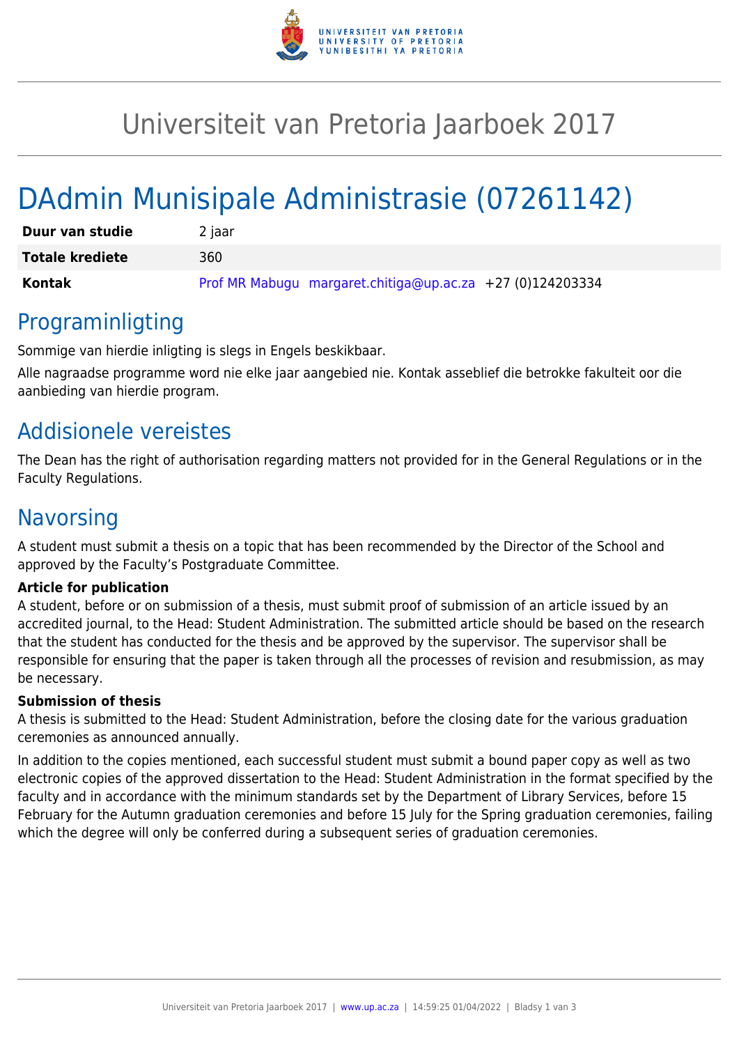# Universiteit van Pretoria Jaarboek 2017

# DAdmin Munisipale Administrasie (07261142)

| | |
|---|---|
| **Duur van studie** | 2 jaar |
| **Totale krediete** | 360 |
| **Kontak** | Prof MR Mabugu margaret.chitiga@up.ac.za +27 (0)124203334 |

## Programinligting

Sommige van hierdie inligting is slegs in Engels beskikbaar.

Alle nagraadse programme word nie elke jaar aangebied nie. Kontak asseblief die betrokke fakulteit oor die aanbieding van hierdie program.

## Addisionele vereistes

The Dean has the right of authorisation regarding matters not provided for in the General Regulations or in the Faculty Regulations.

## Navorsing

A student must submit a thesis on a topic that has been recommended by the Director of the School and approved by the Faculty's Postgraduate Committee.

**Article for publication**

A student, before or on submission of a thesis, must submit proof of submission of an article issued by an accredited journal, to the Head: Student Administration. The submitted article should be based on the research that the student has conducted for the thesis and be approved by the supervisor. The supervisor shall be responsible for ensuring that the paper is taken through all the processes of revision and resubmission, as may be necessary.

**Submission of thesis**

A thesis is submitted to the Head: Student Administration, before the closing date for the various graduation ceremonies as announced annually.

In addition to the copies mentioned, each successful student must submit a bound paper copy as well as two electronic copies of the approved dissertation to the Head: Student Administration in the format specified by the faculty and in accordance with the minimum standards set by the Department of Library Services, before 15 February for the Autumn graduation ceremonies and before 15 July for the Spring graduation ceremonies, failing which the degree will only be conferred during a subsequent series of graduation ceremonies.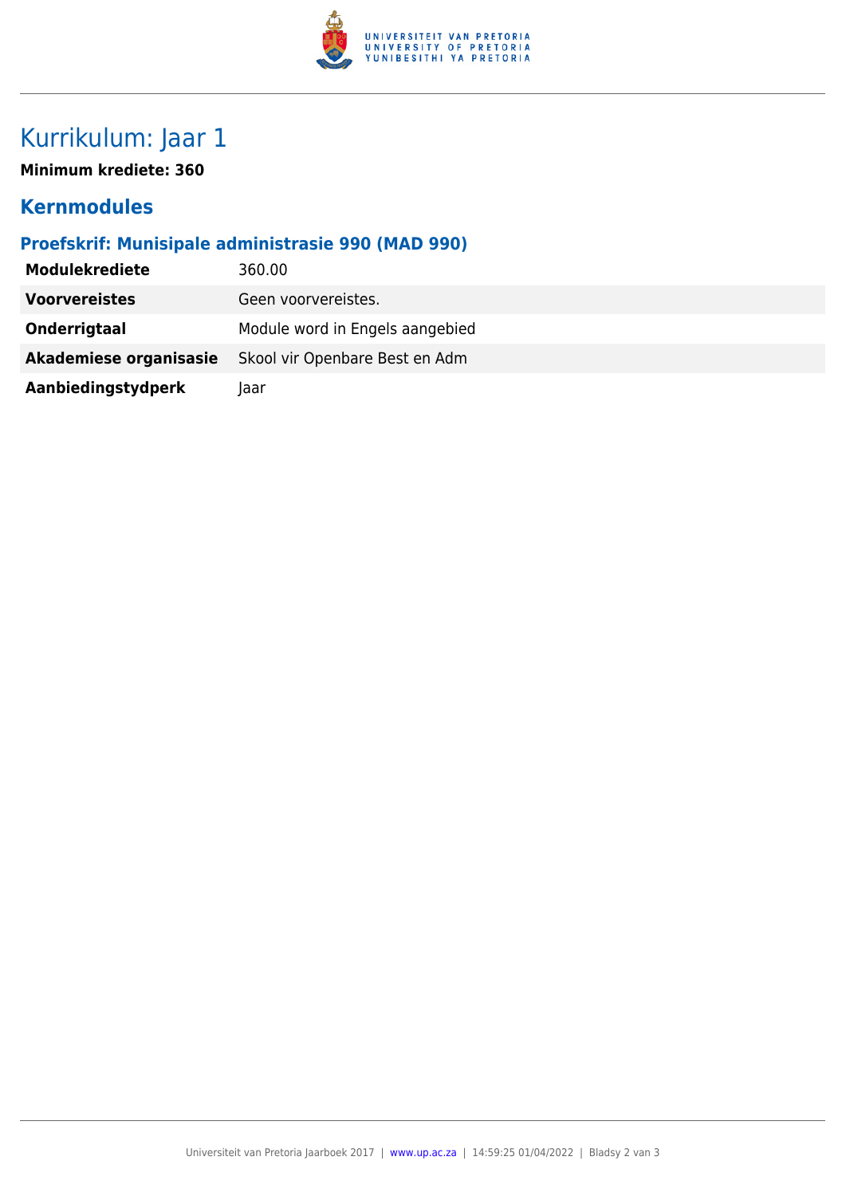# Kurrikulum: Jaar 1

**Minimum krediete: 360**

## Kernmodules

### Proefskrif: Munisipale administrasie 990 (MAD 990)

| | |
|---|---|
| **Modulekrediete** | 360.00 |
| **Voorvereistes** | Geen voorvereistes. |
| **Onderrigtaal** | Module word in Engels aangebied |
| **Akademiese organisasie** | Skool vir Openbare Best en Adm |
| **Aanbiedingstydperk** | Jaar |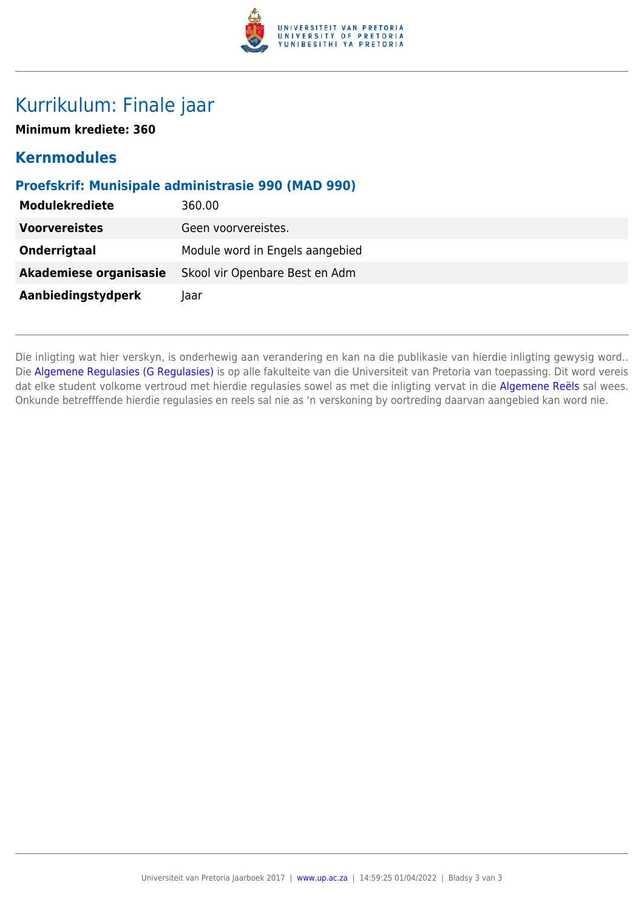# Kurrikulum: Finale jaar

**Minimum krediete: 360**

## Kernmodules

### Proefskrif: Munisipale administrasie 990 (MAD 990)

| | |
|---|---|
| **Modulekrediete** | 360.00 |
| **Voorvereistes** | Geen voorvereistes. |
| **Onderrigtaal** | Module word in Engels aangebied |
| **Akademiese organisasie** | Skool vir Openbare Best en Adm |
| **Aanbiedingstydperk** | Jaar |

Die inligting wat hier verskyn, is onderhewig aan verandering en kan na die publikasie van hierdie inligting gewysig word.. Die Algemene Regulasies (G Regulasies) is op alle fakulteite van die Universiteit van Pretoria van toepassing. Dit word vereis dat elke student volkome vertroud met hierdie regulasies sowel as met die inligting vervat in die Algemene Reëls sal wees. Onkunde betrefffende hierdie regulasies en reels sal nie as 'n verskoning by oortreding daarvan aangebied kan word nie.